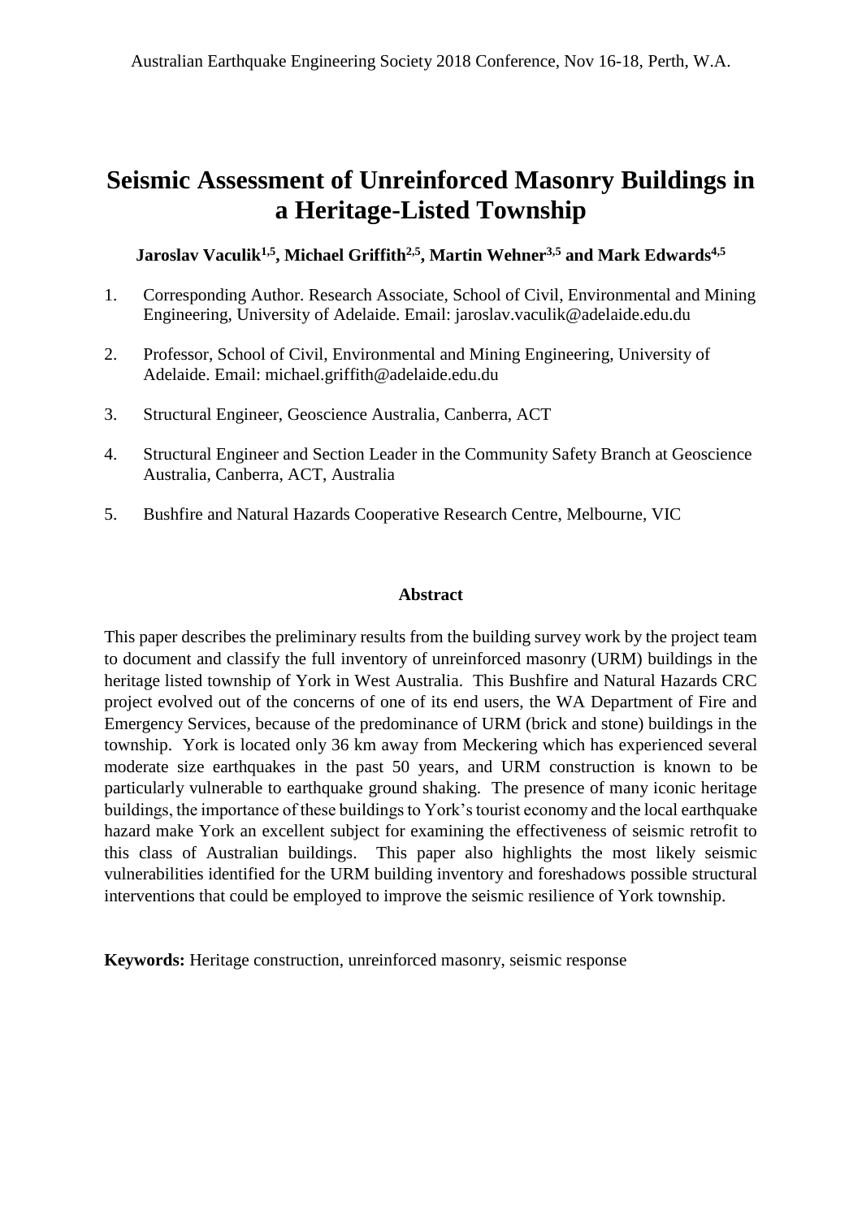# Seismic Assessment of Unreinforced Masonry Buildings in a Heritage-Listed Township

**Jaroslav Vaculik[1,5], Michael Griffith[2,5], Martin Wehner[3,5] and Mark Edwards[4,5]**

1. Corresponding Author. Research Associate, School of Civil, Environmental and Mining Engineering, University of Adelaide. Email: jaroslav.vaculik@adelaide.edu.du
2. Professor, School of Civil, Environmental and Mining Engineering, University of Adelaide. Email: michael.griffith@adelaide.edu.du
3. Structural Engineer, Geoscience Australia, Canberra, ACT
4. Structural Engineer and Section Leader in the Community Safety Branch at Geoscience Australia, Canberra, ACT, Australia
5. Bushfire and Natural Hazards Cooperative Research Centre, Melbourne, VIC

## Abstract

This paper describes the preliminary results from the building survey work by the project team to document and classify the full inventory of unreinforced masonry (URM) buildings in the heritage listed township of York in West Australia. This Bushfire and Natural Hazards CRC project evolved out of the concerns of one of its end users, the WA Department of Fire and Emergency Services, because of the predominance of URM (brick and stone) buildings in the township. York is located only 36 km away from Meckering which has experienced several moderate size earthquakes in the past 50 years, and URM construction is known to be particularly vulnerable to earthquake ground shaking. The presence of many iconic heritage buildings, the importance of these buildings to York's tourist economy and the local earthquake hazard make York an excellent subject for examining the effectiveness of seismic retrofit to this class of Australian buildings. This paper also highlights the most likely seismic vulnerabilities identified for the URM building inventory and foreshadows possible structural interventions that could be employed to improve the seismic resilience of York township.

**Keywords:** Heritage construction, unreinforced masonry, seismic response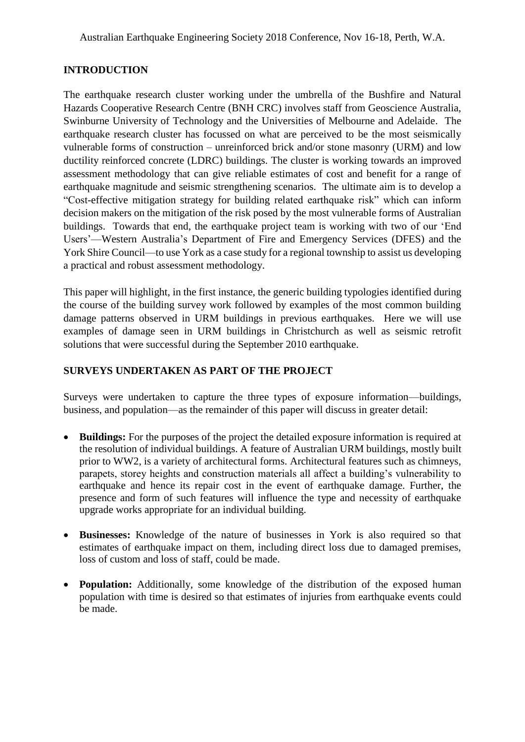## INTRODUCTION

The earthquake research cluster working under the umbrella of the Bushfire and Natural Hazards Cooperative Research Centre (BNH CRC) involves staff from Geoscience Australia, Swinburne University of Technology and the Universities of Melbourne and Adelaide. The earthquake research cluster has focussed on what are perceived to be the most seismically vulnerable forms of construction – unreinforced brick and/or stone masonry (URM) and low ductility reinforced concrete (LDRC) buildings. The cluster is working towards an improved assessment methodology that can give reliable estimates of cost and benefit for a range of earthquake magnitude and seismic strengthening scenarios. The ultimate aim is to develop a "Cost-effective mitigation strategy for building related earthquake risk" which can inform decision makers on the mitigation of the risk posed by the most vulnerable forms of Australian buildings. Towards that end, the earthquake project team is working with two of our 'End Users'—Western Australia's Department of Fire and Emergency Services (DFES) and the York Shire Council—to use York as a case study for a regional township to assist us developing a practical and robust assessment methodology.

This paper will highlight, in the first instance, the generic building typologies identified during the course of the building survey work followed by examples of the most common building damage patterns observed in URM buildings in previous earthquakes. Here we will use examples of damage seen in URM buildings in Christchurch as well as seismic retrofit solutions that were successful during the September 2010 earthquake.

## SURVEYS UNDERTAKEN AS PART OF THE PROJECT

Surveys were undertaken to capture the three types of exposure information—buildings, business, and population—as the remainder of this paper will discuss in greater detail:

- **Buildings:** For the purposes of the project the detailed exposure information is required at the resolution of individual buildings. A feature of Australian URM buildings, mostly built prior to WW2, is a variety of architectural forms. Architectural features such as chimneys, parapets, storey heights and construction materials all affect a building's vulnerability to earthquake and hence its repair cost in the event of earthquake damage. Further, the presence and form of such features will influence the type and necessity of earthquake upgrade works appropriate for an individual building.

- **Businesses:** Knowledge of the nature of businesses in York is also required so that estimates of earthquake impact on them, including direct loss due to damaged premises, loss of custom and loss of staff, could be made.

- **Population:** Additionally, some knowledge of the distribution of the exposed human population with time is desired so that estimates of injuries from earthquake events could be made.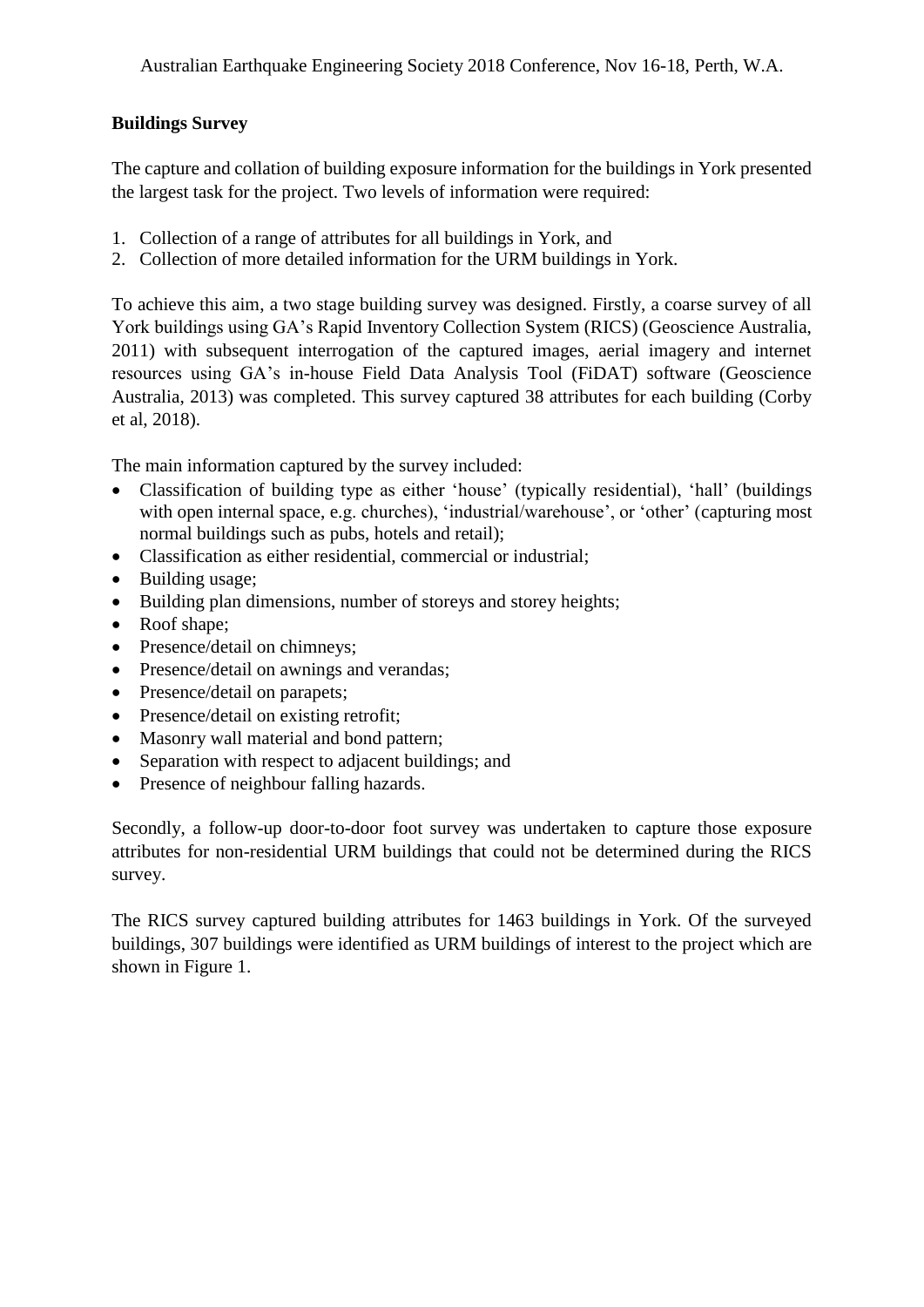**Buildings Survey**

The capture and collation of building exposure information for the buildings in York presented the largest task for the project. Two levels of information were required:

1. Collection of a range of attributes for all buildings in York, and
2. Collection of more detailed information for the URM buildings in York.

To achieve this aim, a two stage building survey was designed. Firstly, a coarse survey of all York buildings using GA's Rapid Inventory Collection System (RICS) (Geoscience Australia, 2011) with subsequent interrogation of the captured images, aerial imagery and internet resources using GA's in-house Field Data Analysis Tool (FiDAT) software (Geoscience Australia, 2013) was completed. This survey captured 38 attributes for each building (Corby et al, 2018).

The main information captured by the survey included:

- Classification of building type as either 'house' (typically residential), 'hall' (buildings with open internal space, e.g. churches), 'industrial/warehouse', or 'other' (capturing most normal buildings such as pubs, hotels and retail);
- Classification as either residential, commercial or industrial;
- Building usage;
- Building plan dimensions, number of storeys and storey heights;
- Roof shape;
- Presence/detail on chimneys;
- Presence/detail on awnings and verandas;
- Presence/detail on parapets;
- Presence/detail on existing retrofit;
- Masonry wall material and bond pattern;
- Separation with respect to adjacent buildings; and
- Presence of neighbour falling hazards.

Secondly, a follow-up door-to-door foot survey was undertaken to capture those exposure attributes for non-residential URM buildings that could not be determined during the RICS survey.

The RICS survey captured building attributes for 1463 buildings in York. Of the surveyed buildings, 307 buildings were identified as URM buildings of interest to the project which are shown in Figure 1.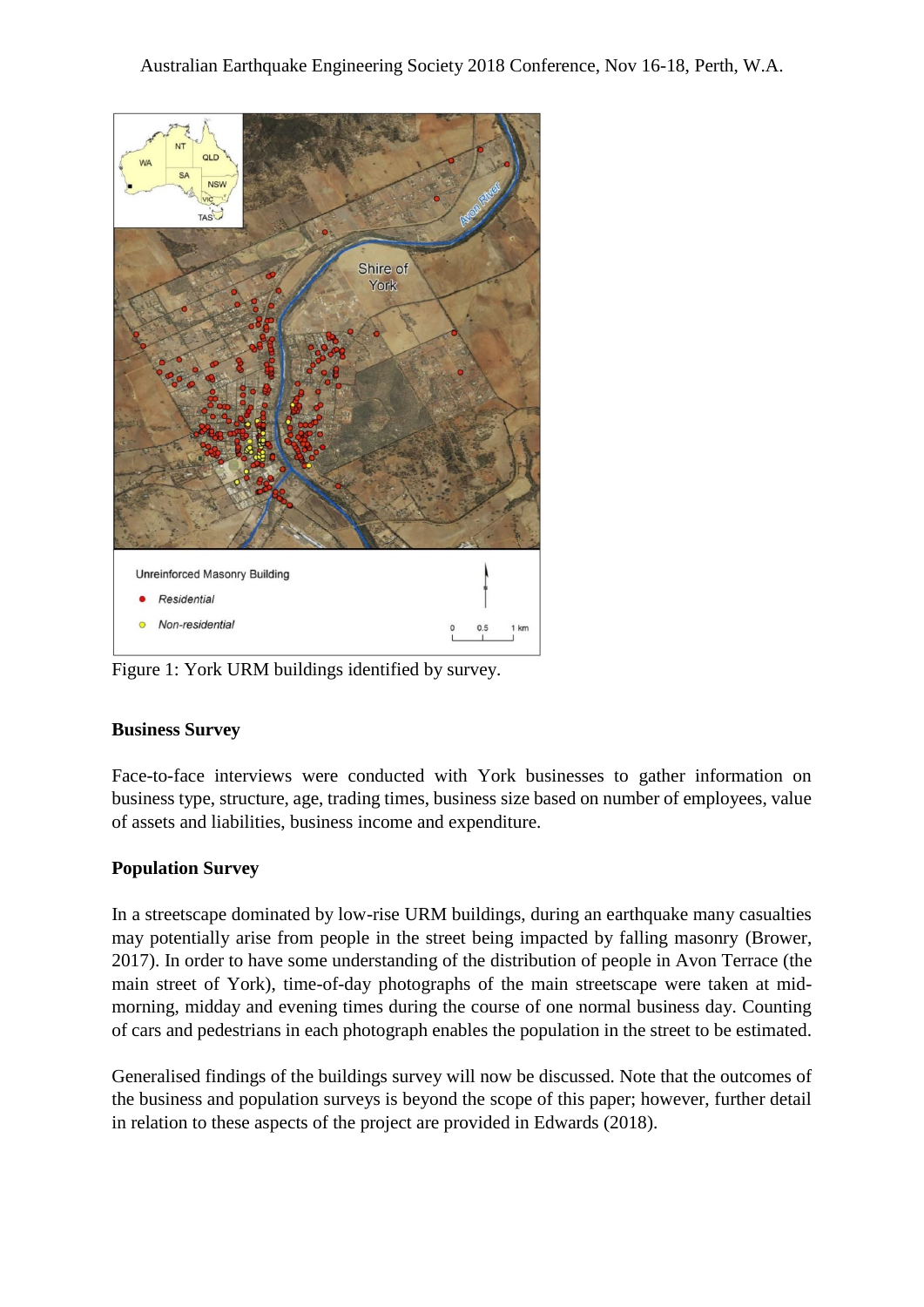Figure 1: York URM buildings identified by survey.

**Business Survey**

Face-to-face interviews were conducted with York businesses to gather information on business type, structure, age, trading times, business size based on number of employees, value of assets and liabilities, business income and expenditure.

**Population Survey**

In a streetscape dominated by low-rise URM buildings, during an earthquake many casualties may potentially arise from people in the street being impacted by falling masonry (Brower, 2017). In order to have some understanding of the distribution of people in Avon Terrace (the main street of York), time-of-day photographs of the main streetscape were taken at mid-morning, midday and evening times during the course of one normal business day. Counting of cars and pedestrians in each photograph enables the population in the street to be estimated.

Generalised findings of the buildings survey will now be discussed. Note that the outcomes of the business and population surveys is beyond the scope of this paper; however, further detail in relation to these aspects of the project are provided in Edwards (2018).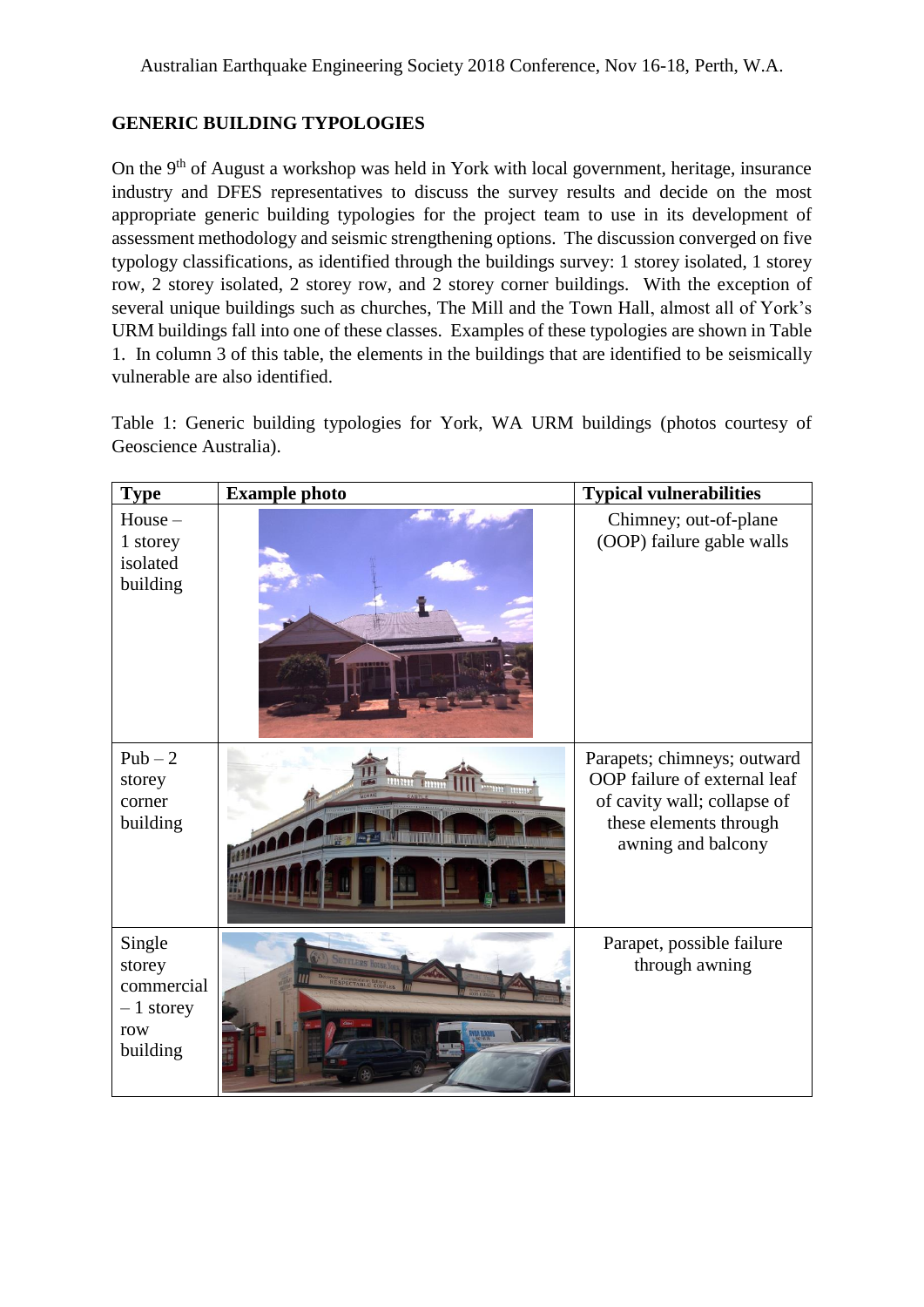## GENERIC BUILDING TYPOLOGIES

On the 9th of August a workshop was held in York with local government, heritage, insurance industry and DFES representatives to discuss the survey results and decide on the most appropriate generic building typologies for the project team to use in its development of assessment methodology and seismic strengthening options. The discussion converged on five typology classifications, as identified through the buildings survey: 1 storey isolated, 1 storey row, 2 storey isolated, 2 storey row, and 2 storey corner buildings. With the exception of several unique buildings such as churches, The Mill and the Town Hall, almost all of York's URM buildings fall into one of these classes. Examples of these typologies are shown in Table 1. In column 3 of this table, the elements in the buildings that are identified to be seismically vulnerable are also identified.

Table 1: Generic building typologies for York, WA URM buildings (photos courtesy of Geoscience Australia).

| Type | Example photo | Typical vulnerabilities |
|---|---|---|
| House – 1 storey isolated building | | Chimney; out-of-plane (OOP) failure gable walls |
| Pub – 2 storey corner building | | Parapets; chimneys; outward OOP failure of external leaf of cavity wall; collapse of these elements through awning and balcony |
| Single storey commercial – 1 storey row building | | Parapet, possible failure through awning |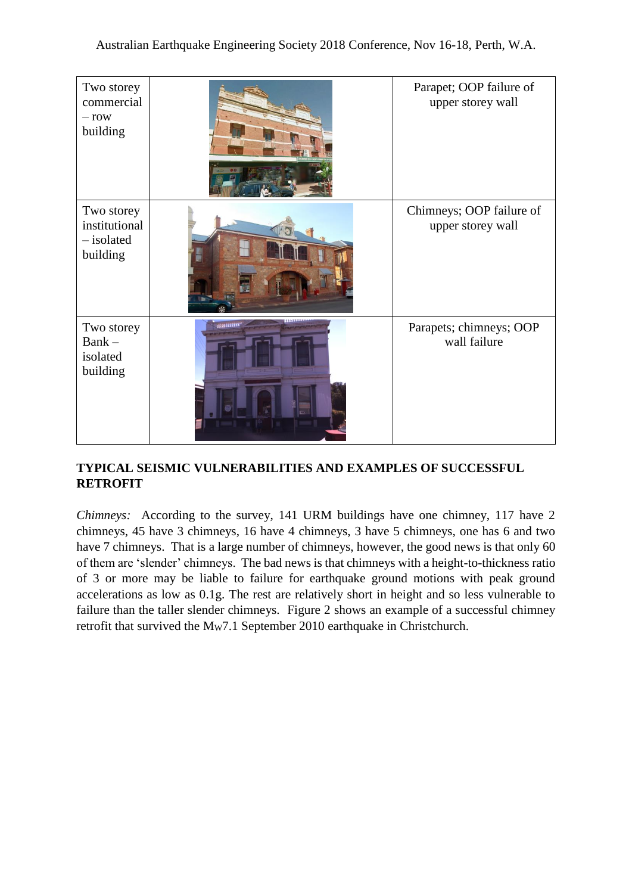| | | |
|---|---|---|
| Two storey commercial – row building | | Parapet; OOP failure of upper storey wall |
| Two storey institutional – isolated building | | Chimneys; OOP failure of upper storey wall |
| Two storey Bank – isolated building | | Parapets; chimneys; OOP wall failure |

**TYPICAL SEISMIC VULNERABILITIES AND EXAMPLES OF SUCCESSFUL RETROFIT**

*Chimneys:* According to the survey, 141 URM buildings have one chimney, 117 have 2 chimneys, 45 have 3 chimneys, 16 have 4 chimneys, 3 have 5 chimneys, one has 6 and two have 7 chimneys. That is a large number of chimneys, however, the good news is that only 60 of them are 'slender' chimneys. The bad news is that chimneys with a height-to-thickness ratio of 3 or more may be liable to failure for earthquake ground motions with peak ground accelerations as low as 0.1g. The rest are relatively short in height and so less vulnerable to failure than the taller slender chimneys. Figure 2 shows an example of a successful chimney retrofit that survived the $M_W$7.1 September 2010 earthquake in Christchurch.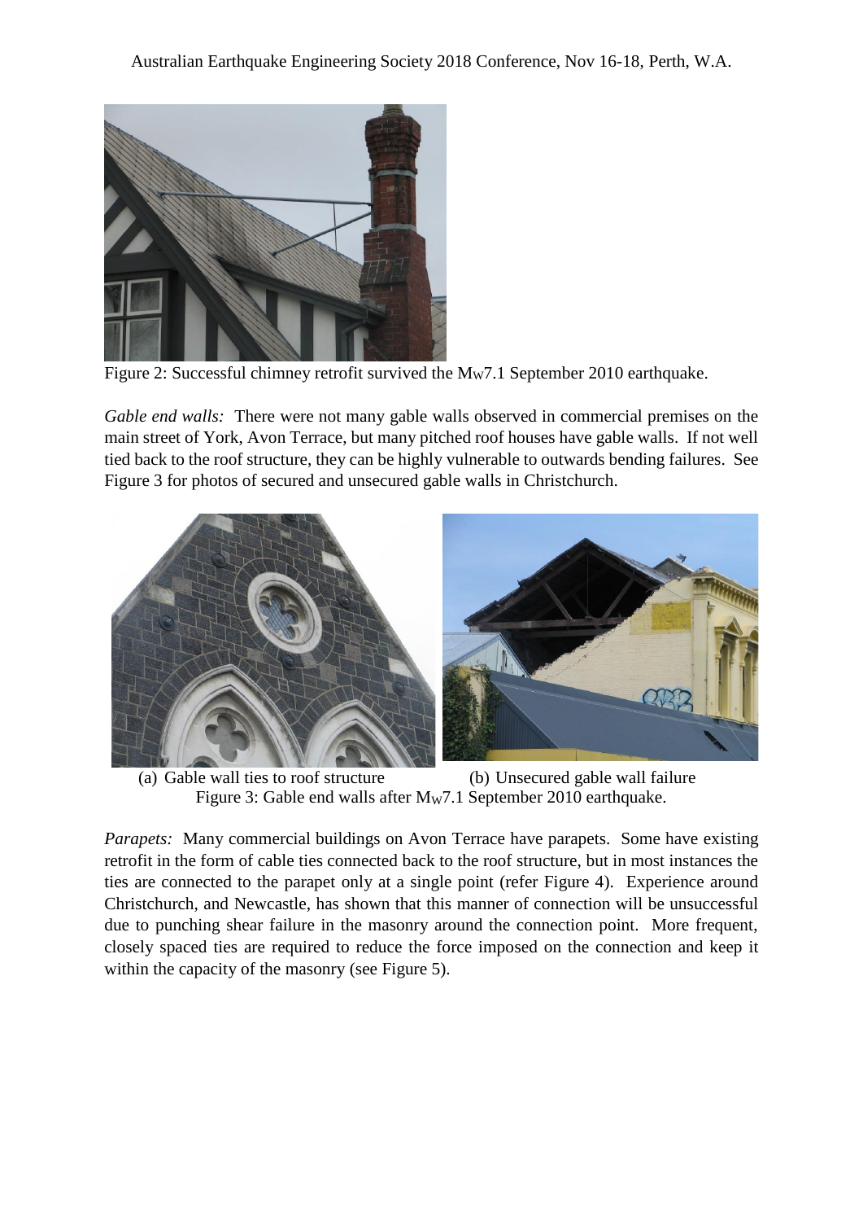Figure 2: Successful chimney retrofit survived the $M_W$7.1 September 2010 earthquake.

*Gable end walls:* There were not many gable walls observed in commercial premises on the main street of York, Avon Terrace, but many pitched roof houses have gable walls. If not well tied back to the roof structure, they can be highly vulnerable to outwards bending failures. See Figure 3 for photos of secured and unsecured gable walls in Christchurch.

(a) Gable wall ties to roof structure (b) Unsecured gable wall failure

Figure 3: Gable end walls after $M_W$7.1 September 2010 earthquake.

*Parapets:* Many commercial buildings on Avon Terrace have parapets. Some have existing retrofit in the form of cable ties connected back to the roof structure, but in most instances the ties are connected to the parapet only at a single point (refer Figure 4). Experience around Christchurch, and Newcastle, has shown that this manner of connection will be unsuccessful due to punching shear failure in the masonry around the connection point. More frequent, closely spaced ties are required to reduce the force imposed on the connection and keep it within the capacity of the masonry (see Figure 5).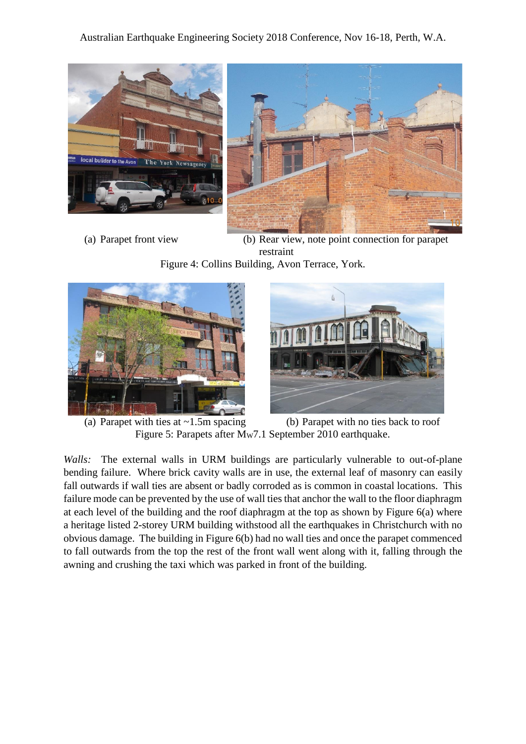(a) Parapet front view

(b) Rear view, note point connection for parapet restraint

Figure 4: Collins Building, Avon Terrace, York.

(a) Parapet with ties at ~1.5m spacing

(b) Parapet with no ties back to roof

Figure 5: Parapets after $M_W$7.1 September 2010 earthquake.

*Walls:* The external walls in URM buildings are particularly vulnerable to out-of-plane bending failure. Where brick cavity walls are in use, the external leaf of masonry can easily fall outwards if wall ties are absent or badly corroded as is common in coastal locations. This failure mode can be prevented by the use of wall ties that anchor the wall to the floor diaphragm at each level of the building and the roof diaphragm at the top as shown by Figure 6(a) where a heritage listed 2-storey URM building withstood all the earthquakes in Christchurch with no obvious damage. The building in Figure 6(b) had no wall ties and once the parapet commenced to fall outwards from the top the rest of the front wall went along with it, falling through the awning and crushing the taxi which was parked in front of the building.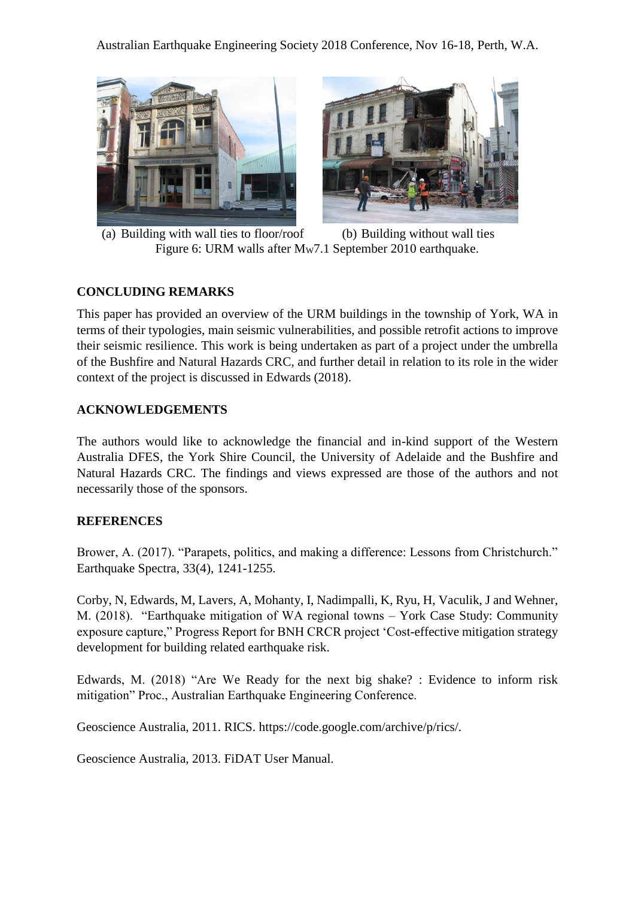(a) Building with wall ties to floor/roof (b) Building without wall ties

Figure 6: URM walls after $M_W$7.1 September 2010 earthquake.

## CONCLUDING REMARKS

This paper has provided an overview of the URM buildings in the township of York, WA in terms of their typologies, main seismic vulnerabilities, and possible retrofit actions to improve their seismic resilience. This work is being undertaken as part of a project under the umbrella of the Bushfire and Natural Hazards CRC, and further detail in relation to its role in the wider context of the project is discussed in Edwards (2018).

## ACKNOWLEDGEMENTS

The authors would like to acknowledge the financial and in-kind support of the Western Australia DFES, the York Shire Council, the University of Adelaide and the Bushfire and Natural Hazards CRC. The findings and views expressed are those of the authors and not necessarily those of the sponsors.

## REFERENCES

Brower, A. (2017). "Parapets, politics, and making a difference: Lessons from Christchurch." Earthquake Spectra, 33(4), 1241-1255.

Corby, N, Edwards, M, Lavers, A, Mohanty, I, Nadimpalli, K, Ryu, H, Vaculik, J and Wehner, M. (2018). "Earthquake mitigation of WA regional towns – York Case Study: Community exposure capture," Progress Report for BNH CRCR project 'Cost-effective mitigation strategy development for building related earthquake risk.

Edwards, M. (2018) "Are We Ready for the next big shake? : Evidence to inform risk mitigation" Proc., Australian Earthquake Engineering Conference.

Geoscience Australia, 2011. RICS. https://code.google.com/archive/p/rics/.

Geoscience Australia, 2013. FiDAT User Manual.